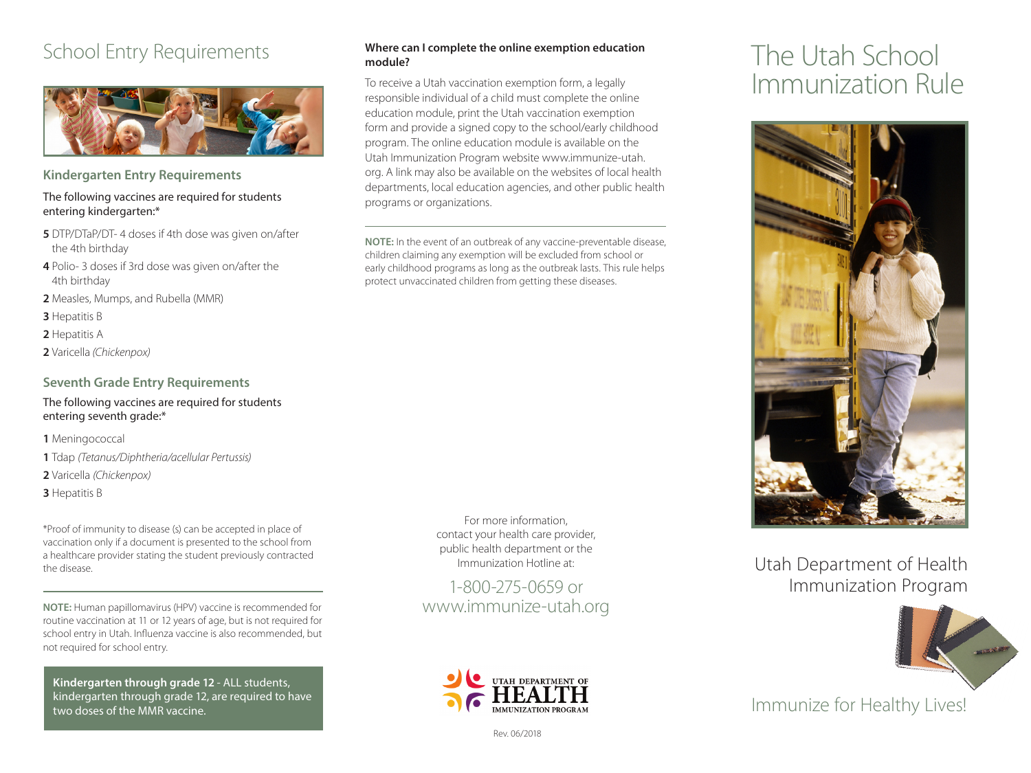# School Entry Requirements

## Kindergarten Entry Requirements

The following vaccines are required for students entering kindergarten:*

- **5** DTP/DTaP/DT- 4 doses if 4th dose was given on/after the 4th birthday
- **4** Polio- 3 doses if 3rd dose was given on/after the 4th birthday
- **2** Measles, Mumps, and Rubella (MMR)
- **3** Hepatitis B
- **2** Hepatitis A
- **2** Varicella *(Chickenpox)*

## Seventh Grade Entry Requirements

The following vaccines are required for students entering seventh grade:*

- **1** Meningococcal
- **1** Tdap *(Tetanus/Diphtheria/acellular Pertussis)*
- **2** Varicella *(Chickenpox)*
- **3** Hepatitis B

*Proof of immunity to disease (s) can be accepted in place of vaccination only if a document is presented to the school from a healthcare provider stating the student previously contracted the disease.

**NOTE:** Human papillomavirus (HPV) vaccine is recommended for routine vaccination at 11 or 12 years of age, but is not required for school entry in Utah. Influenza vaccine is also recommended, but not required for school entry.

**Kindergarten through grade 12** - ALL students, kindergarten through grade 12, are required to have two doses of the MMR vaccine.

**Where can I complete the online exemption education module?**

To receive a Utah vaccination exemption form, a legally responsible individual of a child must complete the online education module, print the Utah vaccination exemption form and provide a signed copy to the school/early childhood program. The online education module is available on the Utah Immunization Program website www.immunize-utah.org. A link may also be available on the websites of local health departments, local education agencies, and other public health programs or organizations.

**NOTE:** In the event of an outbreak of any vaccine-preventable disease, children claiming any exemption will be excluded from school or early childhood programs as long as the outbreak lasts. This rule helps protect unvaccinated children from getting these diseases.

For more information, contact your health care provider, public health department or the Immunization Hotline at:

1-800-275-0659 or www.immunize-utah.org

UTAH DEPARTMENT OF HEALTH IMMUNIZATION PROGRAM

Rev. 06/2018

# The Utah School Immunization Rule

Utah Department of Health Immunization Program

Immunize for Healthy Lives!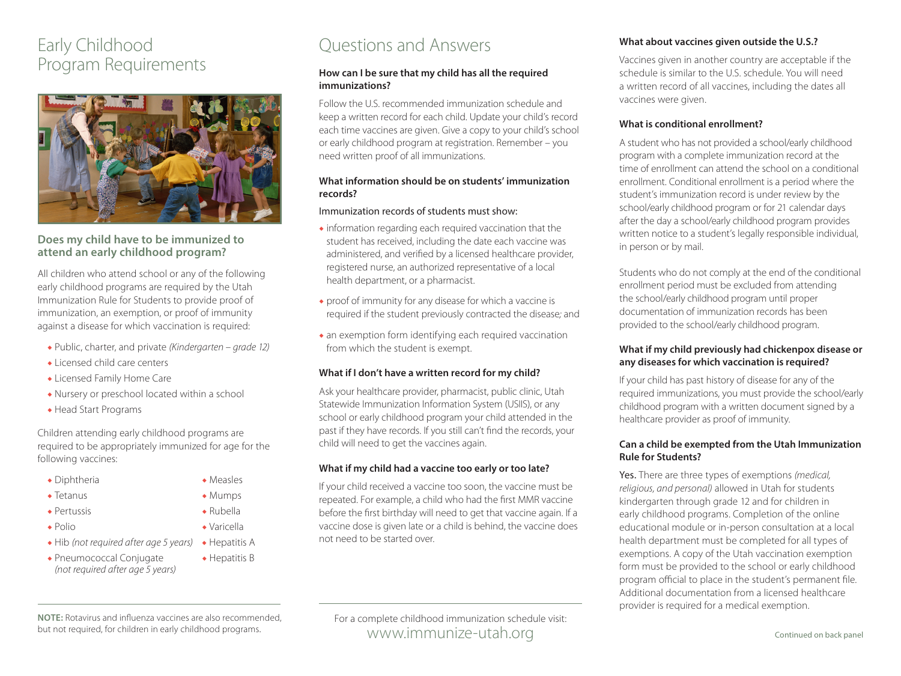# Early Childhood Program Requirements

## Does my child have to be immunized to attend an early childhood program?

All children who attend school or any of the following early childhood programs are required by the Utah Immunization Rule for Students to provide proof of immunization, an exemption, or proof of immunity against a disease for which vaccination is required:

- Public, charter, and private *(Kindergarten – grade 12)*
- Licensed child care centers
- Licensed Family Home Care
- Nursery or preschool located within a school
- Head Start Programs

Children attending early childhood programs are required to be appropriately immunized for age for the following vaccines:

- Diphtheria
- Tetanus
- Pertussis
- Polio
- Hib *(not required after age 5 years)*
- Pneumococcal Conjugate *(not required after age 5 years)*
- Measles
- Mumps
- Rubella
- Varicella
- Hepatitis A
- Hepatitis B

**NOTE:** Rotavirus and influenza vaccines are also recommended, but not required, for children in early childhood programs.

# Questions and Answers

### How can I be sure that my child has all the required immunizations?

Follow the U.S. recommended immunization schedule and keep a written record for each child. Update your child's record each time vaccines are given. Give a copy to your child's school or early childhood program at registration. Remember – you need written proof of all immunizations.

### What information should be on students' immunization records?

Immunization records of students must show:

- information regarding each required vaccination that the student has received, including the date each vaccine was administered, and verified by a licensed healthcare provider, registered nurse, an authorized representative of a local health department, or a pharmacist.
- proof of immunity for any disease for which a vaccine is required if the student previously contracted the disease; and
- an exemption form identifying each required vaccination from which the student is exempt.

### What if I don't have a written record for my child?

Ask your healthcare provider, pharmacist, public clinic, Utah Statewide Immunization Information System (USIIS), or any school or early childhood program your child attended in the past if they have records. If you still can't find the records, your child will need to get the vaccines again.

### What if my child had a vaccine too early or too late?

If your child received a vaccine too soon, the vaccine must be repeated. For example, a child who had the first MMR vaccine before the first birthday will need to get that vaccine again. If a vaccine dose is given late or a child is behind, the vaccine does not need to be started over.

For a complete childhood immunization schedule visit:
www.immunize-utah.org

### What about vaccines given outside the U.S.?

Vaccines given in another country are acceptable if the schedule is similar to the U.S. schedule. You will need a written record of all vaccines, including the dates all vaccines were given.

### What is conditional enrollment?

A student who has not provided a school/early childhood program with a complete immunization record at the time of enrollment can attend the school on a conditional enrollment. Conditional enrollment is a period where the student's immunization record is under review by the school/early childhood program or for 21 calendar days after the day a school/early childhood program provides written notice to a student's legally responsible individual, in person or by mail.

Students who do not comply at the end of the conditional enrollment period must be excluded from attending the school/early childhood program until proper documentation of immunization records has been provided to the school/early childhood program.

### What if my child previously had chickenpox disease or any diseases for which vaccination is required?

If your child has past history of disease for any of the required immunizations, you must provide the school/early childhood program with a written document signed by a healthcare provider as proof of immunity.

### Can a child be exempted from the Utah Immunization Rule for Students?

Yes. There are three types of exemptions *(medical, religious, and personal)* allowed in Utah for students kindergarten through grade 12 and for children in early childhood programs. Completion of the online educational module or in-person consultation at a local health department must be completed for all types of exemptions. A copy of the Utah vaccination exemption form must be provided to the school or early childhood program official to place in the student's permanent file. Additional documentation from a licensed healthcare provider is required for a medical exemption.

Continued on back panel